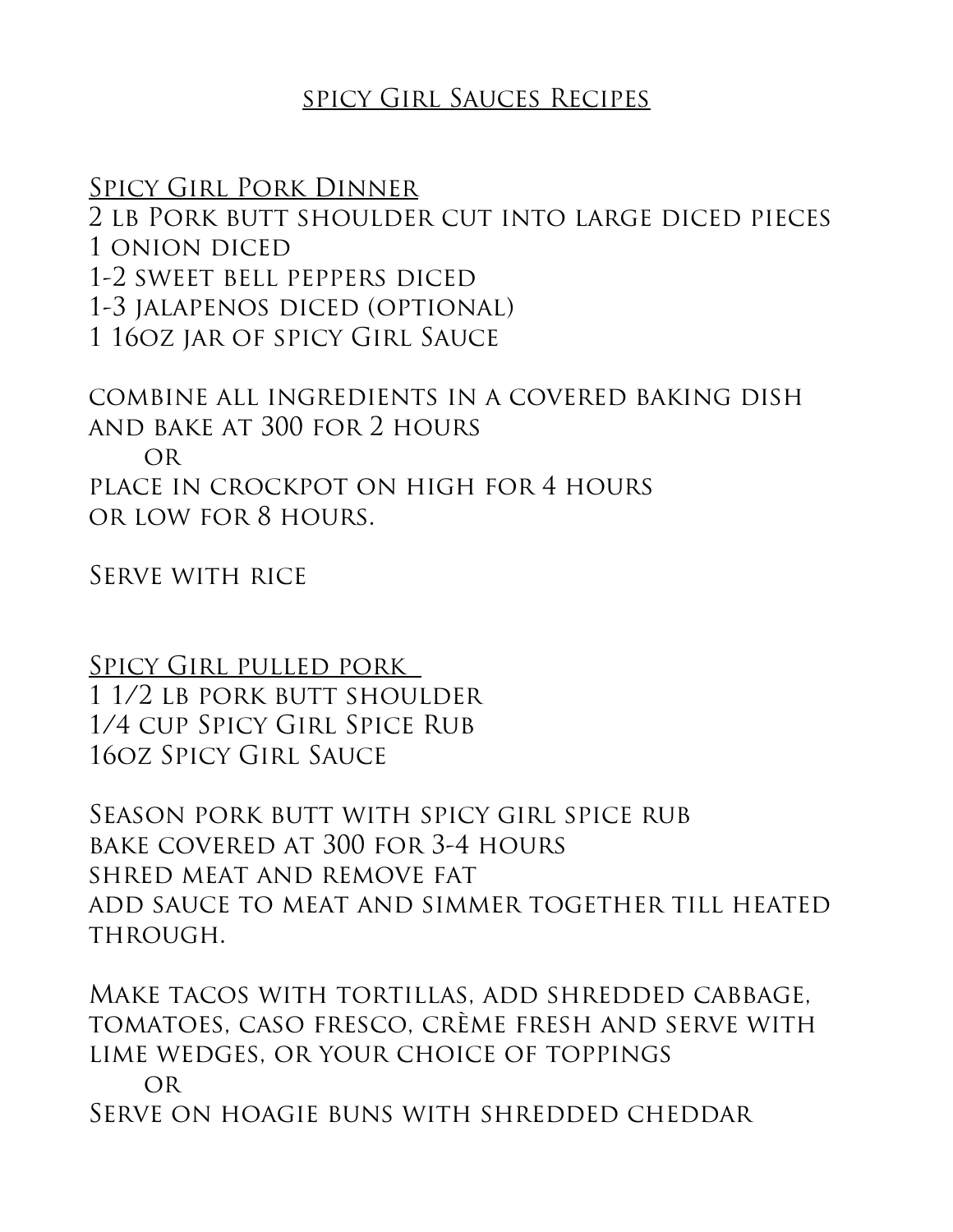# spicy Girl Sauces Recipes

## Spicy Girl Pork Dinner

2 lb Pork butt shoulder cut into large diced pieces
1 onion diced
1-2 sweet bell peppers diced
1-3 jalapenos diced (optional)
1 16oz jar of spicy Girl Sauce

combine all ingredients in a covered baking dish and bake at 300 for 2 hours

or

place in crockpot on high for 4 hours or low for 8 hours.

Serve with rice

## Spicy Girl pulled pork

1 1/2 lb pork butt shoulder
1/4 cup Spicy Girl Spice Rub
16oz Spicy Girl Sauce

Season pork butt with spicy girl spice rub
bake covered at 300 for 3-4 hours
shred meat and remove fat
add sauce to meat and simmer together till heated through.

Make tacos with tortillas, add shredded cabbage, tomatoes, caso fresco, crème fresh and serve with lime wedges, or your choice of toppings

or

Serve on hoagie buns with shredded cheddar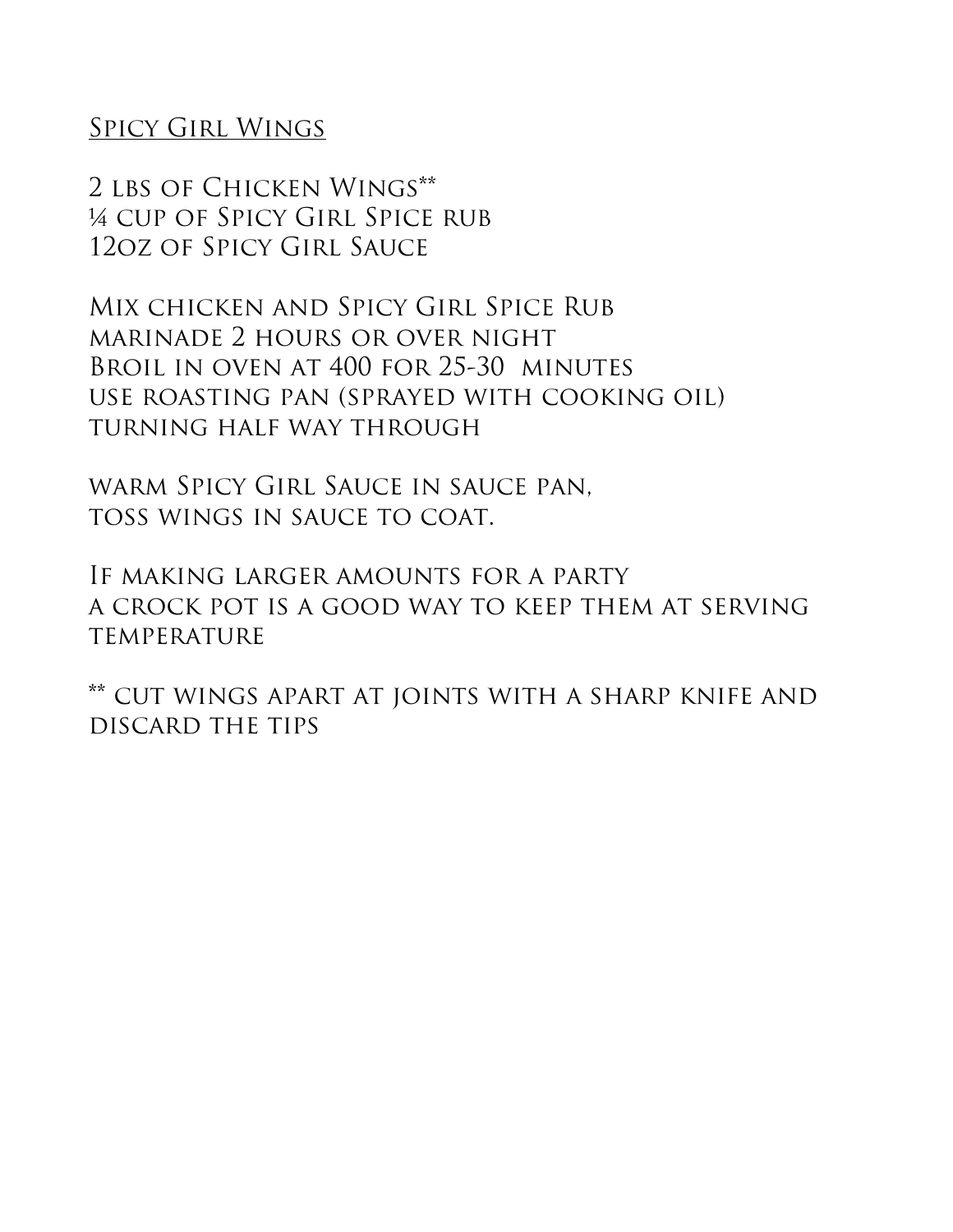## Spicy Girl Wings

2 lbs of Chicken Wings**
¼ cup of Spicy Girl Spice rub
12oz of Spicy Girl Sauce

Mix chicken and Spicy Girl Spice Rub
marinade 2 hours or over night
Broil in oven at 400 for 25-30 minutes
use roasting pan (sprayed with cooking oil)
turning half way through

warm Spicy Girl Sauce in sauce pan,
toss wings in sauce to coat.

If making larger amounts for a party
a crock pot is a good way to keep them at serving temperature

** cut wings apart at joints with a sharp knife and discard the tips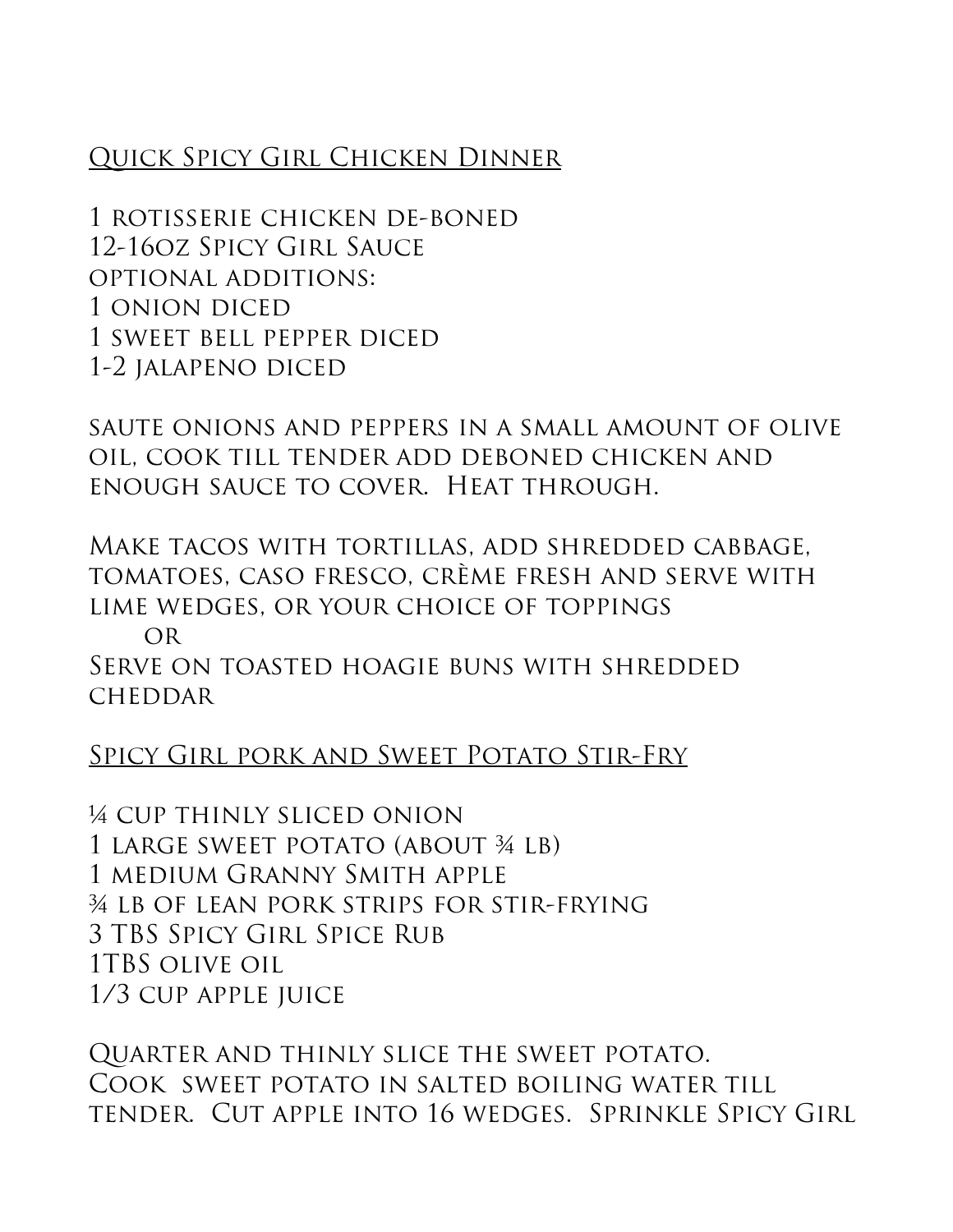## Quick Spicy Girl Chicken Dinner

1 rotisserie chicken de-boned
12-16oz Spicy Girl Sauce
optional additions:
1 onion diced
1 sweet bell pepper diced
1-2 jalapeno diced

saute onions and peppers in a small amount of olive oil, cook till tender add deboned chicken and enough sauce to cover. Heat through.

Make tacos with tortillas, add shredded cabbage, tomatoes, caso fresco, crème fresh and serve with lime wedges, or your choice of toppings

OR

Serve on toasted hoagie buns with shredded cheddar

## Spicy Girl pork and Sweet Potato Stir-Fry

¼ cup thinly sliced onion
1 large sweet potato (about ¾ lb)
1 medium Granny Smith apple
¾ lb of lean pork strips for stir-frying
3 TBS Spicy Girl Spice Rub
1TBS olive oil
1/3 cup apple juice

Quarter and thinly slice the sweet potato.
Cook sweet potato in salted boiling water till tender. Cut apple into 16 wedges. Sprinkle Spicy Girl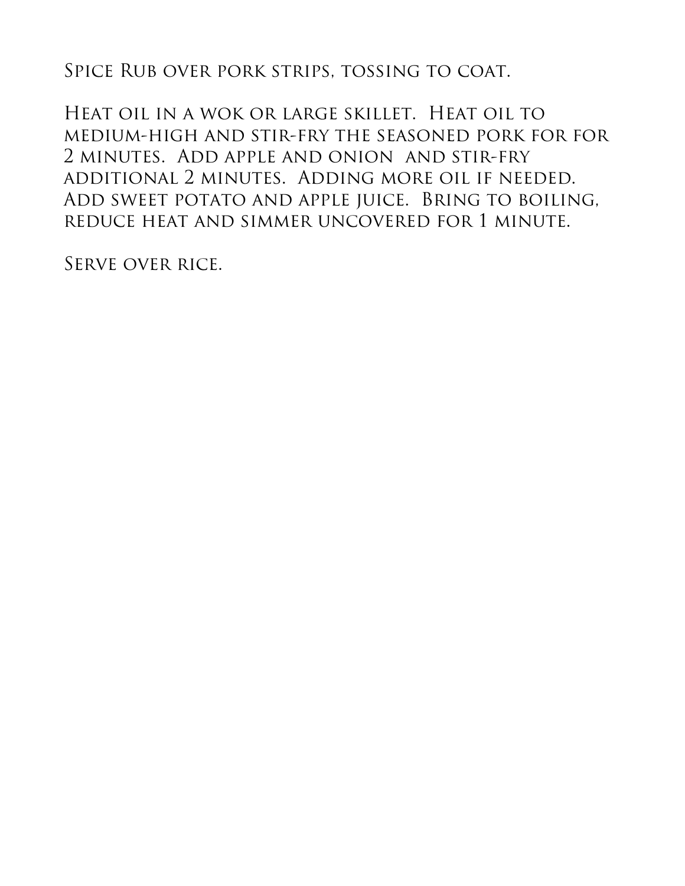Spice Rub over pork strips, tossing to coat.

Heat oil in a wok or large skillet. Heat oil to medium-high and stir-fry the seasoned pork for for 2 minutes. Add apple and onion and stir-fry additional 2 minutes. Adding more oil if needed. Add sweet potato and apple juice. Bring to boiling, reduce heat and simmer uncovered for 1 minute.

Serve over rice.